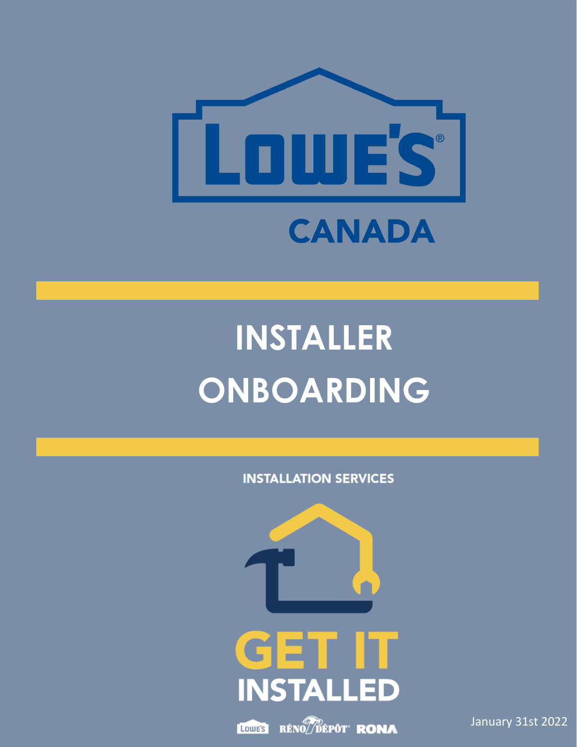LOWE'S

CANADA

# INSTALLER ONBOARDING

INSTALLATION SERVICES

GET IT INSTALLED

LOWE'S RÉNO DÉPÔT RONA

January 31st 2022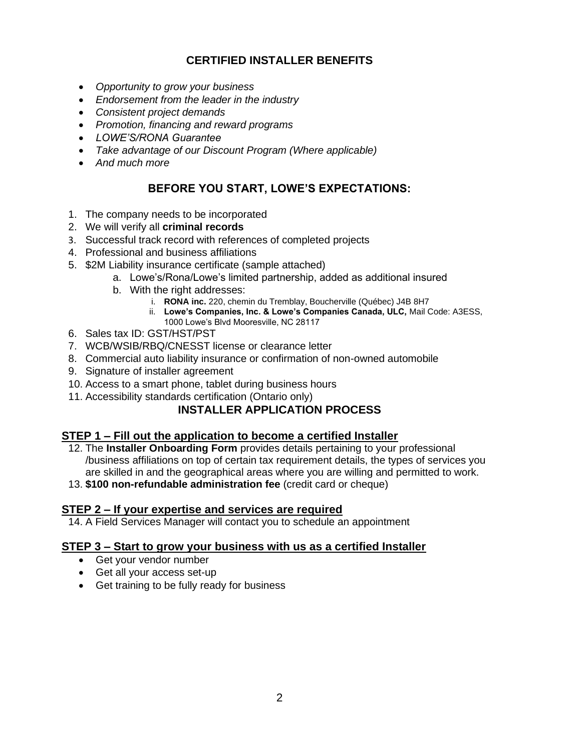## CERTIFIED INSTALLER BENEFITS

- *Opportunity to grow your business*
- *Endorsement from the leader in the industry*
- *Consistent project demands*
- *Promotion, financing and reward programs*
- *LOWE'S/RONA Guarantee*
- *Take advantage of our Discount Program (Where applicable)*
- *And much more*

## BEFORE YOU START, LOWE'S EXPECTATIONS:

1. The company needs to be incorporated
2. We will verify all **criminal records**
3. Successful track record with references of completed projects
4. Professional and business affiliations
5. $2M Liability insurance certificate (sample attached)
   a. Lowe's/Rona/Lowe's limited partnership, added as additional insured
   b. With the right addresses:
      i. **RONA inc.** 220, chemin du Tremblay, Boucherville (Québec) J4B 8H7
      ii. **Lowe's Companies, Inc. & Lowe's Companies Canada, ULC,** Mail Code: A3ESS, 1000 Lowe's Blvd Mooresville, NC 28117
6. Sales tax ID: GST/HST/PST
7. WCB/WSIB/RBQ/CNESST license or clearance letter
8. Commercial auto liability insurance or confirmation of non-owned automobile
9. Signature of installer agreement
10. Access to a smart phone, tablet during business hours
11. Accessibility standards certification (Ontario only)

## INSTALLER APPLICATION PROCESS

### STEP 1 – Fill out the application to become a certified Installer

12. The **Installer Onboarding Form** provides details pertaining to your professional /business affiliations on top of certain tax requirement details, the types of services you are skilled in and the geographical areas where you are willing and permitted to work.
13. **$100 non-refundable administration fee** (credit card or cheque)

### STEP 2 – If your expertise and services are required

14. A Field Services Manager will contact you to schedule an appointment

### STEP 3 – Start to grow your business with us as a certified Installer

- Get your vendor number
- Get all your access set-up
- Get training to be fully ready for business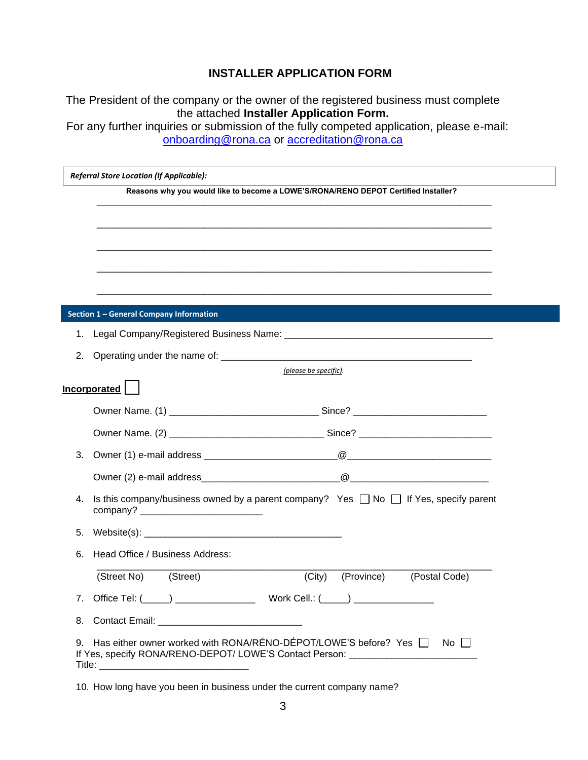# INSTALLER APPLICATION FORM

The President of the company or the owner of the registered business must complete the attached **Installer Application Form.**
For any further inquiries or submission of the fully competed application, please e-mail: onboarding@rona.ca or accreditation@rona.ca

| ***Referral Store Location (If Applicable):*** |
|---|

**Reasons why you would like to become a LOWE'S/RONA/RENO DEPOT Certified Installer?**

_______________________________________________________________________________

_______________________________________________________________________________

_______________________________________________________________________________

_______________________________________________________________________________

_______________________________________________________________________________

## Section 1 – General Company Information

1. Legal Company/Registered Business Name: ________________________________________
2. Operating under the name of: ________________________________________________
   *(please be specific).*

**Incorporated** ☐

Owner Name. (1) ____________________________ Since? _________________________

Owner Name. (2) _____________________________ Since? _________________________

3. Owner (1) e-mail address ________________________@__________________________

   Owner (2) e-mail address________________________@_________________________

4. Is this company/business owned by a parent company? Yes ☐ No ☐ If Yes, specify parent company? _______________________
5. Website(s): _____________________________________
6. Head Office / Business Address:

   _______________________________________________________________________________
   (Street No) (Street) (City) (Province) (Postal Code)

7. Office Tel: (_____) _______________ Work Cell.: (_____) _______________
8. Contact Email: ___________________________
9. Has either owner worked with RONA/RÉNO-DÉPOT/LOWE'S before? Yes ☐ No ☐
   If Yes, specify RONA/RENO-DEPOT/ LOWE'S Contact Person: _______________________
   Title: ____________________________
10. How long have you been in business under the current company name?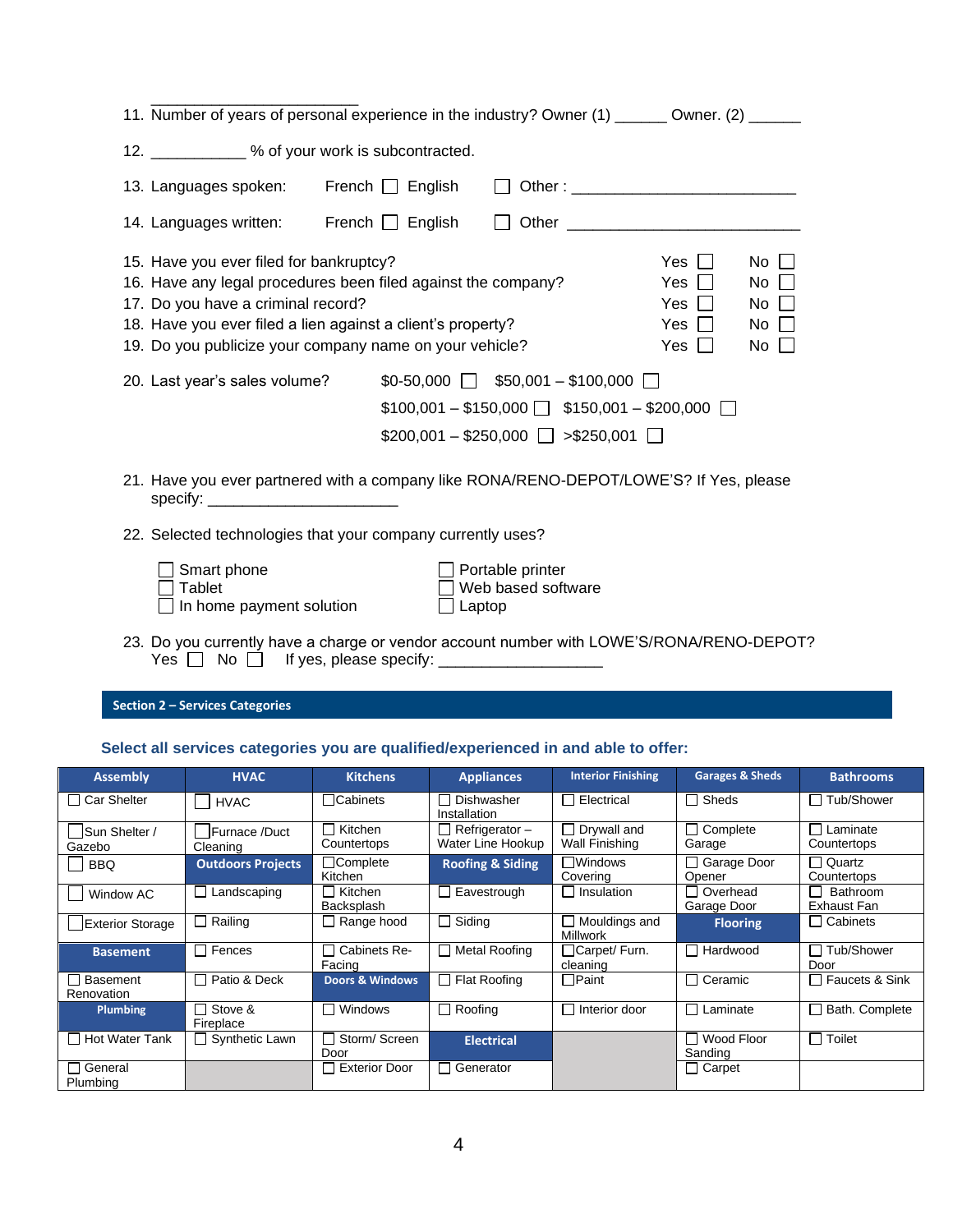11. Number of years of personal experience in the industry? Owner (1) ______ Owner. (2) ______

12. ___________ % of your work is subcontracted.

13. Languages spoken: French ☐ English ☐ Other : _________________________

14. Languages written: French ☐ English ☐ Other _________________________

15. Have you ever filed for bankruptcy? Yes ☐ No ☐
16. Have any legal procedures been filed against the company? Yes ☐ No ☐
17. Do you have a criminal record? Yes ☐ No ☐
18. Have you ever filed a lien against a client's property? Yes ☐ No ☐
19. Do you publicize your company name on your vehicle? Yes ☐ No ☐

20. Last year's sales volume? $0-50,000 ☐ $50,001 – $100,000 ☐
$100,001 – $150,000 ☐ $150,001 – $200,000 ☐
$200,001 – $250,000 ☐ >$250,001 ☐

21. Have you ever partnered with a company like RONA/RENO-DEPOT/LOWE'S? If Yes, please specify: _____________________

22. Selected technologies that your company currently uses?

- ☐ Smart phone
- ☐ Tablet
- ☐ In home payment solution
- ☐ Portable printer
- ☐ Web based software
- ☐ Laptop

23. Do you currently have a charge or vendor account number with LOWE'S/RONA/RENO-DEPOT?
Yes ☐ No ☐ If yes, please specify: __________________

## Section 2 – Services Categories

**Select all services categories you are qualified/experienced in and able to offer:**

| Assembly | HVAC | Kitchens | Appliances | Interior Finishing | Garages & Sheds | Bathrooms |
|---|---|---|---|---|---|---|
| ☐ Car Shelter | ☐ HVAC | ☐ Cabinets | ☐ Dishwasher Installation | ☐ Electrical | ☐ Sheds | ☐ Tub/Shower |
| ☐ Sun Shelter / Gazebo | ☐ Furnace /Duct Cleaning | ☐ Kitchen Countertops | ☐ Refrigerator – Water Line Hookup | ☐ Drywall and Wall Finishing | ☐ Complete Garage | ☐ Laminate Countertops |
| ☐ BBQ | **Outdoors Projects** | ☐ Complete Kitchen | **Roofing & Siding** | ☐ Windows Covering | ☐ Garage Door Opener | ☐ Quartz Countertops |
| ☐ Window AC | ☐ Landscaping | ☐ Kitchen Backsplash | ☐ Eavestrough | ☐ Insulation | ☐ Overhead Garage Door | ☐ Bathroom Exhaust Fan |
| ☐ Exterior Storage | ☐ Railing | ☐ Range hood | ☐ Siding | ☐ Mouldings and Millwork | **Flooring** | ☐ Cabinets |
| **Basement** | ☐ Fences | ☐ Cabinets Re-Facing | ☐ Metal Roofing | ☐ Carpet/ Furn. cleaning | ☐ Hardwood | ☐ Tub/Shower Door |
| ☐ Basement Renovation | ☐ Patio & Deck | **Doors & Windows** | ☐ Flat Roofing | ☐ Paint | ☐ Ceramic | ☐ Faucets & Sink |
| **Plumbing** | ☐ Stove & Fireplace | ☐ Windows | ☐ Roofing | ☐ Interior door | ☐ Laminate | ☐ Bath. Complete |
| ☐ Hot Water Tank | ☐ Synthetic Lawn | ☐ Storm/ Screen Door | **Electrical** | | ☐ Wood Floor Sanding | ☐ Toilet |
| ☐ General Plumbing | | ☐ Exterior Door | ☐ Generator | | ☐ Carpet | |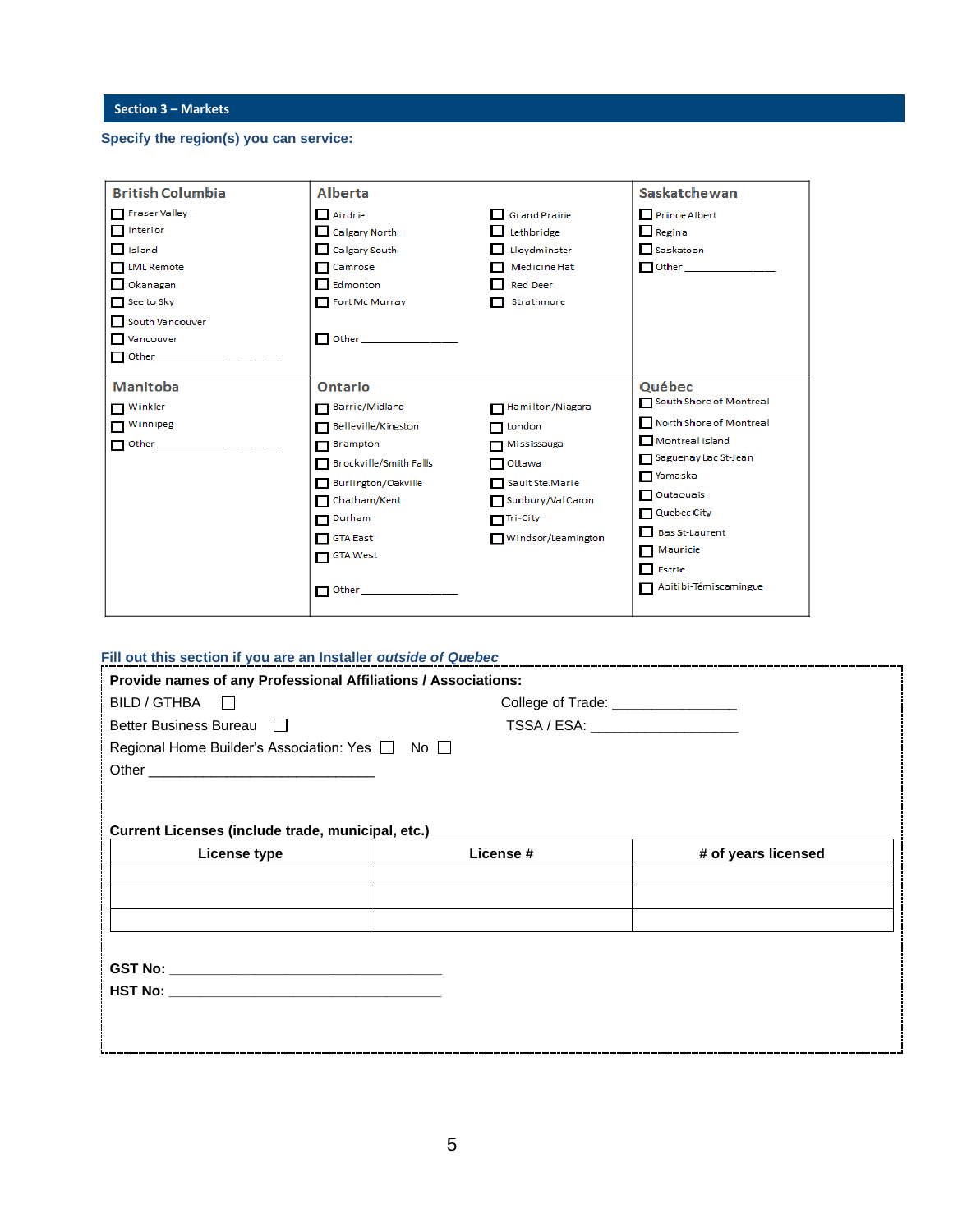## Section 3 – Markets

**Specify the region(s) you can service:**

| British Columbia | Alberta | | Saskatchewan |
|---|---|---|---|
| ☐ Fraser Valley | ☐ Airdrie | ☐ Grand Prairie | ☐ Prince Albert |
| ☐ Interior | ☐ Calgary North | ☐ Lethbridge | ☐ Regina |
| ☐ Island | ☐ Calgary South | ☐ Lloydminster | ☐ Saskatoon |
| ☐ LML Remote | ☐ Camrose | ☐ Medicine Hat | ☐ Other ____________ |
| ☐ Okanagan | ☐ Edmonton | ☐ Red Deer | |
| ☐ Sea to Sky | ☐ Fort Mc Murray | ☐ Strathmore | |
| ☐ South Vancouver | ☐ Other ____________ | | |
| ☐ Vancouver | | | |
| ☐ Other ________________ | | | |

| Manitoba | Ontario | | Québec |
|---|---|---|---|
| ☐ Winkler | ☐ Barrie/Midland | ☐ Hamilton/Niagara | ☐ South Shore of Montreal |
| ☐ Winnipeg | ☐ Belleville/Kingston | ☐ London | ☐ North Shore of Montreal |
| ☐ Other ________________ | ☐ Brampton | ☐ Mississauga | ☐ Montreal Island |
| | ☐ Brockville/Smith Falls | ☐ Ottawa | ☐ Saguenay Lac St-Jean |
| | ☐ Burlington/Oakville | ☐ Sault Ste.Marie | ☐ Yamaska |
| | ☐ Chatham/Kent | ☐ Sudbury/Val Caron | ☐ Outaouais |
| | ☐ Durham | ☐ Tri-City | ☐ Quebec City |
| | ☐ GTA East | ☐ Windsor/Leamington | ☐ Bas St-Laurent |
| | ☐ GTA West | | ☐ Mauricie |
| | ☐ Other ____________ | | ☐ Estrie |
| | | | ☐ Abitibi-Témiscamingue |

**Fill out this section if you are an Installer *outside of Quebec***

**Provide names of any Professional Affiliations / Associations:**

BILD / GTHBA ☐ College of Trade: ________________

Better Business Bureau ☐ TSSA / ESA: ____________________

Regional Home Builder's Association: Yes ☐ No ☐

Other ______________________________

**Current Licenses (include trade, municipal, etc.)**

| License type | License # | # of years licensed |
|---|---|---|
| | | |
| | | |
| | | |

**GST No:** ____________________________________

**HST No:** ____________________________________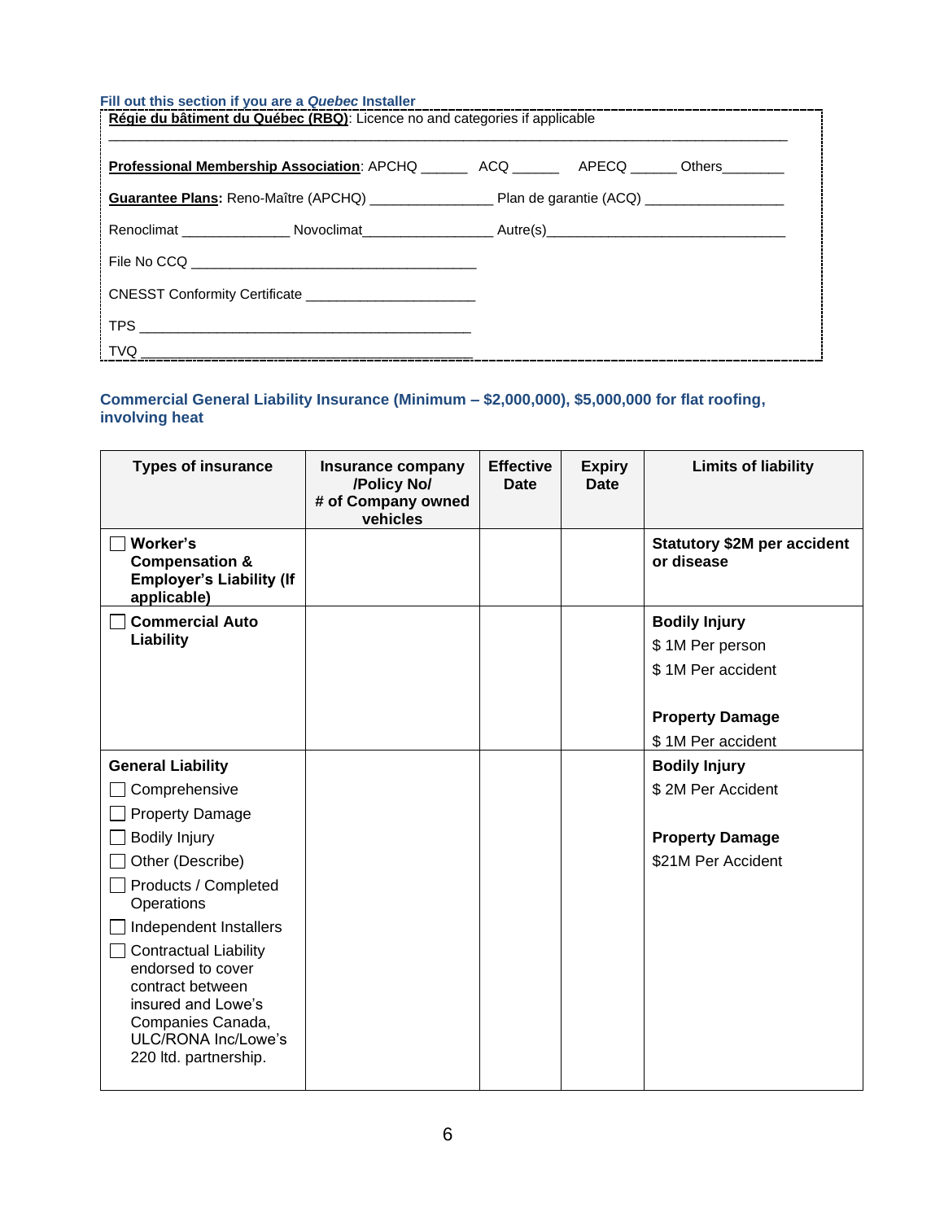**Fill out this section if you are a *Quebec* Installer**

**Régie du bâtiment du Québec (RBQ)**: Licence no and categories if applicable

_______________________________________________________________________________

**Professional Membership Association**: APCHQ ______ ACQ ______ APECQ ______ Others________

**Guarantee Plans:** Reno-Maître (APCHQ) _______________ Plan de garantie (ACQ) _________________

Renoclimat ______________ Novoclimat________________ Autre(s)______________________________

File No CCQ ____________________________________

CNESST Conformity Certificate ______________________

TPS ___________________________________________

TVQ ___________________________________________

## Commercial General Liability Insurance (Minimum – $2,000,000), $5,000,000 for flat roofing, involving heat

| Types of insurance | Insurance company /Policy No/ # of Company owned vehicles | Effective Date | Expiry Date | Limits of liability |
|---|---|---|---|---|
| ☐ **Worker's Compensation & Employer's Liability (If applicable)** | | | | **Statutory $2M per accident or disease** |
| ☐ **Commercial Auto Liability** | | | | **Bodily Injury**<br>$ 1M Per person<br>$ 1M Per accident<br><br>**Property Damage**<br>$ 1M Per accident |
| **General Liability**<br>☐ Comprehensive<br>☐ Property Damage<br>☐ Bodily Injury<br>☐ Other (Describe)<br>☐ Products / Completed Operations<br>☐ Independent Installers<br>☐ Contractual Liability endorsed to cover contract between insured and Lowe's Companies Canada, ULC/RONA Inc/Lowe's 220 ltd. partnership. | | | | **Bodily Injury**<br>$ 2M Per Accident<br><br>**Property Damage**<br>$21M Per Accident |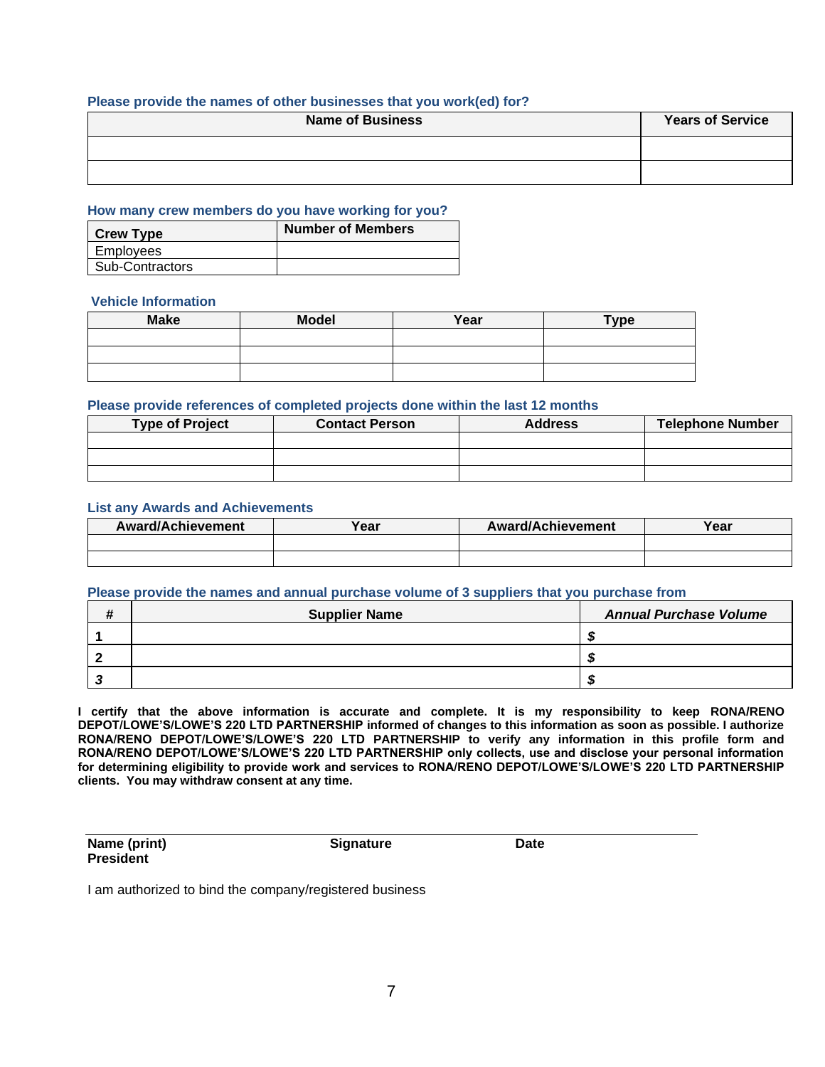### Please provide the names of other businesses that you work(ed) for?

| Name of Business | Years of Service |
|---|---|
| | |
| | |

### How many crew members do you have working for you?

| Crew Type | Number of Members |
|---|---|
| Employees | |
| Sub-Contractors | |

### Vehicle Information

| Make | Model | Year | Type |
|---|---|---|---|
| | | | |
| | | | |
| | | | |

### Please provide references of completed projects done within the last 12 months

| Type of Project | Contact Person | Address | Telephone Number |
|---|---|---|---|
| | | | |
| | | | |
| | | | |

### List any Awards and Achievements

| Award/Achievement | Year | Award/Achievement | Year |
|---|---|---|---|
| | | | |
| | | | |

### Please provide the names and annual purchase volume of 3 suppliers that you purchase from

| # | Supplier Name | *Annual Purchase Volume* |
|---|---|---|
| **1** | | ***$*** |
| **2** | | ***$*** |
| ***3*** | | ***$*** |

**I certify that the above information is accurate and complete. It is my responsibility to keep RONA/RENO DEPOT/LOWE'S/LOWE'S 220 LTD PARTNERSHIP informed of changes to this information as soon as possible. I authorize RONA/RENO DEPOT/LOWE'S/LOWE'S 220 LTD PARTNERSHIP to verify any information in this profile form and RONA/RENO DEPOT/LOWE'S/LOWE'S 220 LTD PARTNERSHIP only collects, use and disclose your personal information for determining eligibility to provide work and services to RONA/RENO DEPOT/LOWE'S/LOWE'S 220 LTD PARTNERSHIP clients. You may withdraw consent at any time.**

| **Name (print) President** | **Signature** | **Date** |
|---|---|---|

I am authorized to bind the company/registered business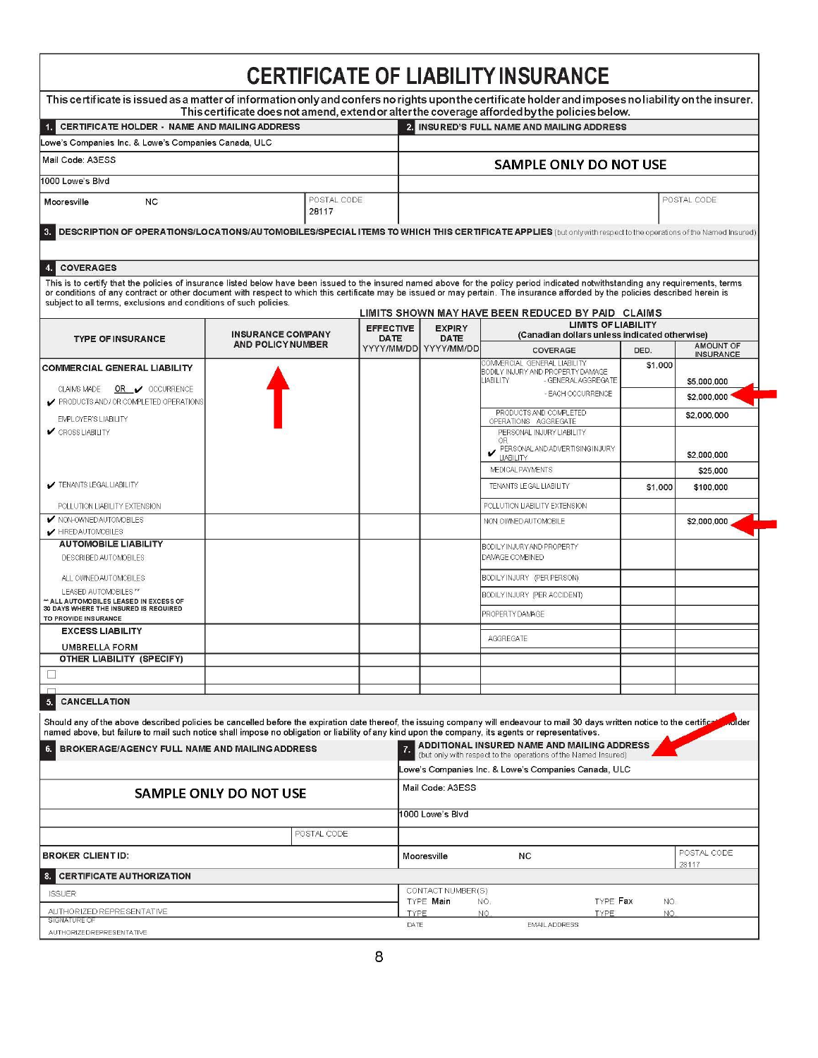# CERTIFICATE OF LIABILITY INSURANCE

This certificate is issued as a matter of information only and confers no rights upon the certificate holder and imposes no liability on the insurer. This certificate does not amend, extend or alter the coverage afforded by the policies below.

| 1. CERTIFICATE HOLDER - NAME AND MAILING ADDRESS | | 2. INSURED'S FULL NAME AND MAILING ADDRESS | |
|---|---|---|---|
| Lowe's Companies Inc. & Lowe's Companies Canada, ULC | | | |
| Mail Code: A3ESS | | SAMPLE ONLY DO NOT USE | |
| 1000 Lowe's Blvd | | | |
| Mooresville NC | POSTAL CODE 28117 | | POSTAL CODE |

**3. DESCRIPTION OF OPERATIONS/LOCATIONS/AUTOMOBILES/SPECIAL ITEMS TO WHICH THIS CERTIFICATE APPLIES** (but only with respect to the operations of the Named Insured)

**4. COVERAGES**

This is to certify that the policies of insurance listed below have been issued to the insured named above for the policy period indicated notwithstanding any requirements, terms or conditions of any contract or other document with respect to which this certificate may be issued or may pertain. The insurance afforded by the policies described herein is subject to all terms, exclusions and conditions of such policies.

LIMITS SHOWN MAY HAVE BEEN REDUCED BY PAID CLAIMS

| TYPE OF INSURANCE | INSURANCE COMPANY AND POLICY NUMBER | EFFECTIVE DATE YYYY/MM/DD | EXPIRY DATE YYYY/MM/DD | LIMITS OF LIABILITY (Canadian dollars unless indicated otherwise) COVERAGE | DED. | AMOUNT OF INSURANCE |
|---|---|---|---|---|---|---|
| COMMERCIAL GENERAL LIABILITY | | | | COMMERCIAL GENERAL LIABILITY BODILY INJURY AND PROPERTY DAMAGE LIABILITY - GENERAL AGGREGATE | $1,000 | $5,000,000 |
| CLAIMS MADE OR ✔ OCCURRENCE | | | | - EACH OCCURRENCE | | $2,000,000 |
| ✔ PRODUCTS AND/OR COMPLETED OPERATIONS | | | | PRODUCTS AND COMPLETED OPERATIONS AGGREGATE | | $2,000,000 |
| EMPLOYER'S LIABILITY | | | | | | |
| ✔ CROSS LIABILITY | | | | PERSONAL INJURY LIABILITY OR ✔ PERSONAL AND ADVERTISING INJURY LIABILITY | | $2,000,000 |
| | | | | MEDICAL PAYMENTS | | $25,000 |
| ✔ TENANTS LEGAL LIABILITY | | | | TENANTS LEGAL LIABILITY | $1,000 | $100,000 |
| POLLUTION LIABILITY EXTENSION | | | | POLLUTION LIABILITY EXTENSION | | |
| ✔ NON-OWNED AUTOMOBILES ✔ HIRED AUTOMOBILES | | | | NON OWNED AUTOMOBILE | | $2,000,000 |
| AUTOMOBILE LIABILITY DESCRIBED AUTOMOBILES | | | | BODILY INJURY AND PROPERTY DAMAGE COMBINED | | |
| ALL OWNED AUTOMOBILES | | | | BODILY INJURY (PER PERSON) | | |
| LEASED AUTOMOBILES ** | | | | BODILY INJURY (PER ACCIDENT) | | |
| ** ALL AUTOMOBILES LEASED IN EXCESS OF 30 DAYS WHERE THE INSURED IS REQUIRED TO PROVIDE INSURANCE | | | | PROPERTY DAMAGE | | |
| EXCESS LIABILITY UMBRELLA FORM | | | | AGGREGATE | | |
| OTHER LIABILITY (SPECIFY) | | | | | | |
| ☐ | | | | | | |
| ☐ | | | | | | |

**5. CANCELLATION**

Should any of the above described policies be cancelled before the expiration date thereof, the issuing company will endeavour to mail 30 days written notice to the certificate holder named above, but failure to mail such notice shall impose no obligation or liability of any kind upon the company, its agents or representatives.

| 6. BROKERAGE/AGENCY FULL NAME AND MAILING ADDRESS | | 7. ADDITIONAL INSURED NAME AND MAILING ADDRESS (but only with respect to the operations of the Named Insured) | |
|---|---|---|---|
| | | Lowe's Companies Inc. & Lowe's Companies Canada, ULC | |
| SAMPLE ONLY DO NOT USE | | Mail Code: A3ESS | |
| | | 1000 Lowe's Blvd | |
| | POSTAL CODE | | |
| BROKER CLIENT ID: | | Mooresville NC | POSTAL CODE 28117 |

**8. CERTIFICATE AUTHORIZATION**

| | |
|---|---|
| ISSUER | CONTACT NUMBER(S) TYPE Main NO. TYPE Fax NO. |
| AUTHORIZED REPRESENTATIVE | TYPE NO. TYPE NO. |
| SIGNATURE OF AUTHORIZED REPRESENTATIVE | DATE EMAIL ADDRESS |